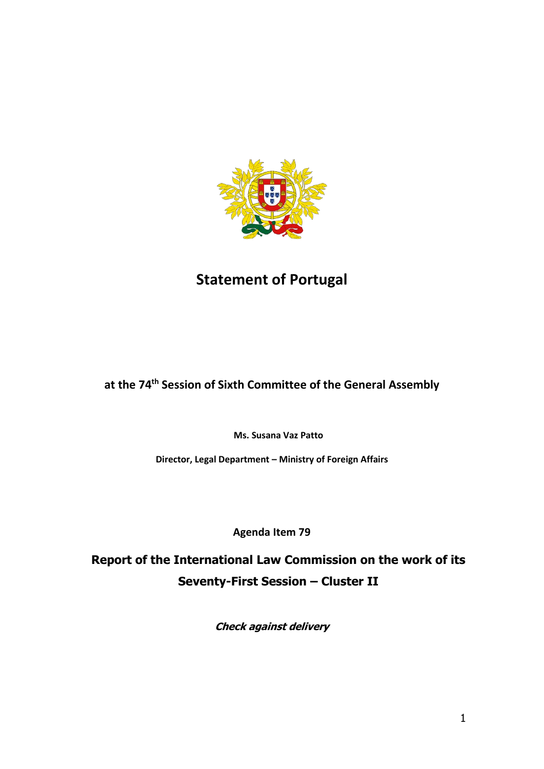# Statement of Portugal

**at the 74th Session of Sixth Committee of the General Assembly**

**Ms. Susana Vaz Patto**

**Director, Legal Department – Ministry of Foreign Affairs**

**Agenda Item 79**

## Report of the International Law Commission on the work of its Seventy-First Session – Cluster II

***Check against delivery***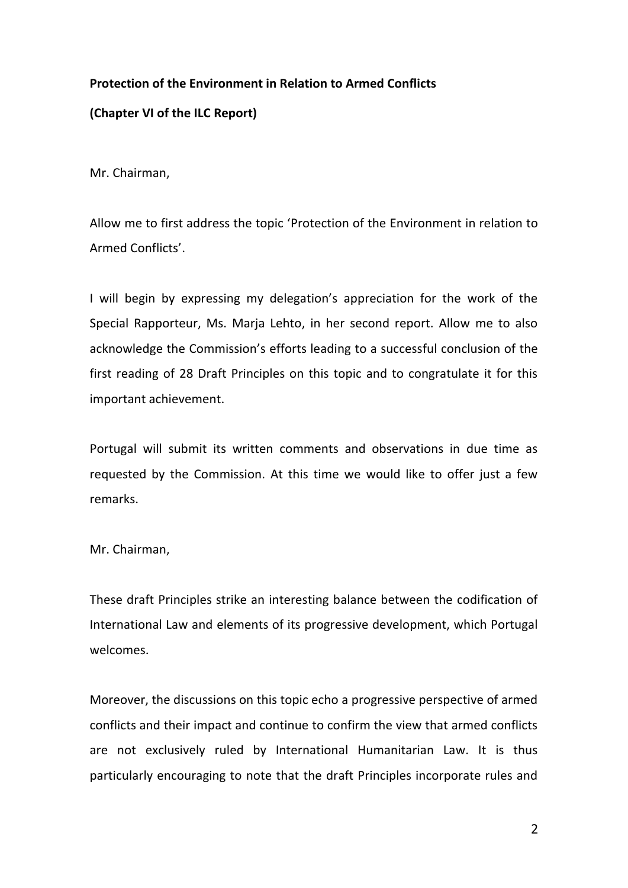**Protection of the Environment in Relation to Armed Conflicts**

**(Chapter VI of the ILC Report)**

Mr. Chairman,

Allow me to first address the topic 'Protection of the Environment in relation to Armed Conflicts'.

I will begin by expressing my delegation's appreciation for the work of the Special Rapporteur, Ms. Marja Lehto, in her second report. Allow me to also acknowledge the Commission's efforts leading to a successful conclusion of the first reading of 28 Draft Principles on this topic and to congratulate it for this important achievement.

Portugal will submit its written comments and observations in due time as requested by the Commission. At this time we would like to offer just a few remarks.

Mr. Chairman,

These draft Principles strike an interesting balance between the codification of International Law and elements of its progressive development, which Portugal welcomes.

Moreover, the discussions on this topic echo a progressive perspective of armed conflicts and their impact and continue to confirm the view that armed conflicts are not exclusively ruled by International Humanitarian Law. It is thus particularly encouraging to note that the draft Principles incorporate rules and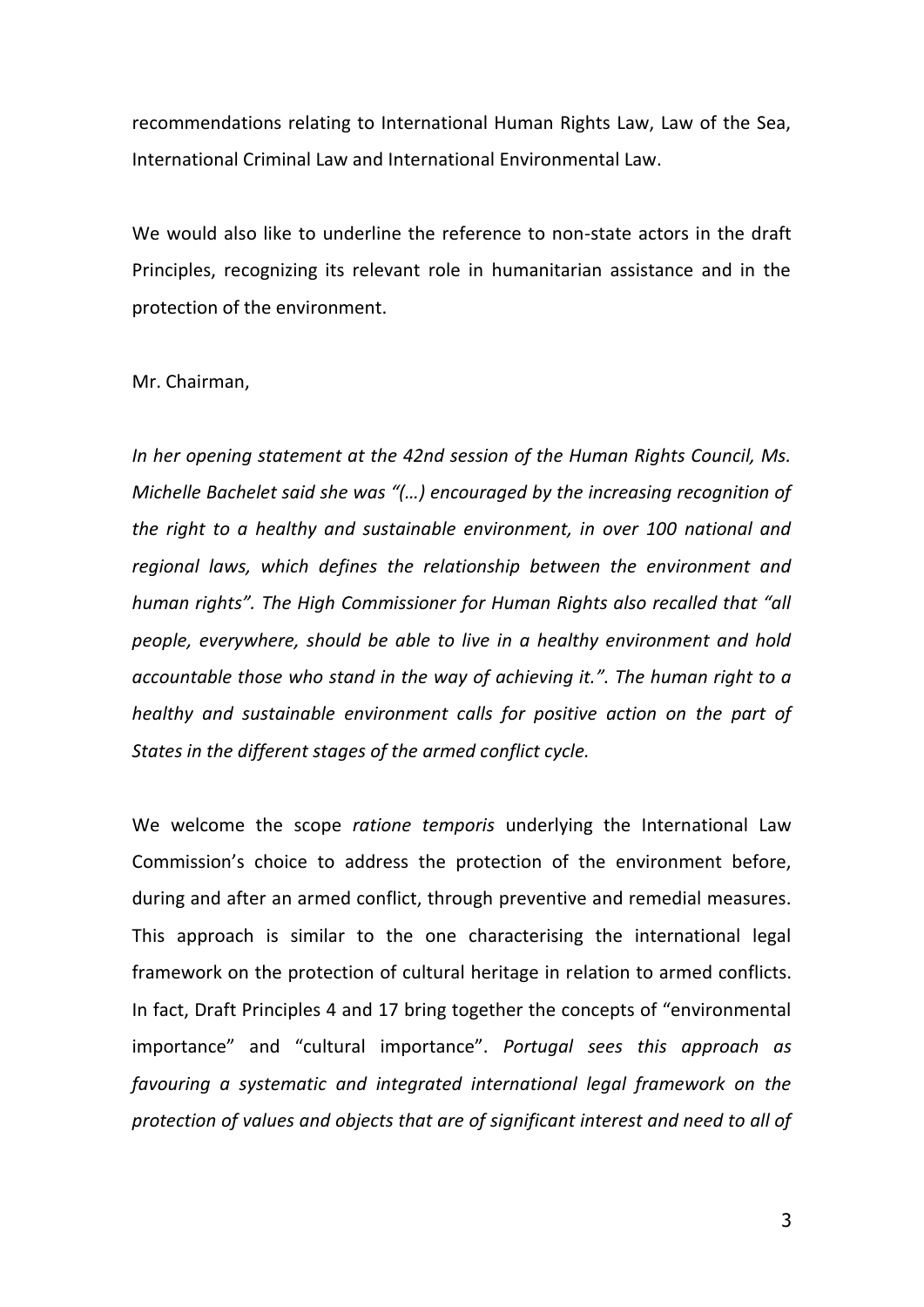recommendations relating to International Human Rights Law, Law of the Sea, International Criminal Law and International Environmental Law.

We would also like to underline the reference to non-state actors in the draft Principles, recognizing its relevant role in humanitarian assistance and in the protection of the environment.

Mr. Chairman,

*In her opening statement at the 42nd session of the Human Rights Council, Ms. Michelle Bachelet said she was "(…) encouraged by the increasing recognition of the right to a healthy and sustainable environment, in over 100 national and regional laws, which defines the relationship between the environment and human rights". The High Commissioner for Human Rights also recalled that "all people, everywhere, should be able to live in a healthy environment and hold accountable those who stand in the way of achieving it.". The human right to a healthy and sustainable environment calls for positive action on the part of States in the different stages of the armed conflict cycle.*

We welcome the scope *ratione temporis* underlying the International Law Commission's choice to address the protection of the environment before, during and after an armed conflict, through preventive and remedial measures. This approach is similar to the one characterising the international legal framework on the protection of cultural heritage in relation to armed conflicts. In fact, Draft Principles 4 and 17 bring together the concepts of "environmental importance" and "cultural importance". *Portugal sees this approach as favouring a systematic and integrated international legal framework on the protection of values and objects that are of significant interest and need to all of*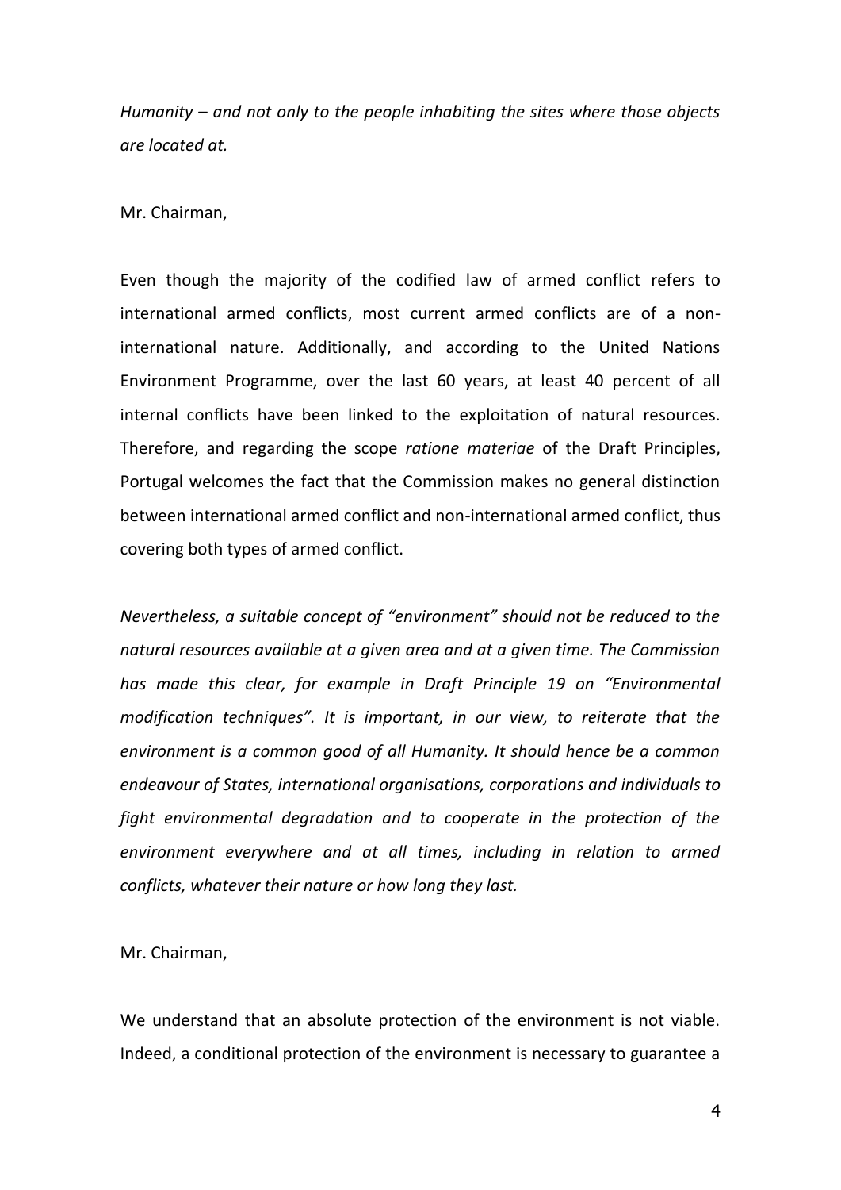*Humanity – and not only to the people inhabiting the sites where those objects are located at.*

Mr. Chairman,

Even though the majority of the codified law of armed conflict refers to international armed conflicts, most current armed conflicts are of a non-international nature. Additionally, and according to the United Nations Environment Programme, over the last 60 years, at least 40 percent of all internal conflicts have been linked to the exploitation of natural resources. Therefore, and regarding the scope *ratione materiae* of the Draft Principles, Portugal welcomes the fact that the Commission makes no general distinction between international armed conflict and non-international armed conflict, thus covering both types of armed conflict.

*Nevertheless, a suitable concept of "environment" should not be reduced to the natural resources available at a given area and at a given time. The Commission has made this clear, for example in Draft Principle 19 on "Environmental modification techniques". It is important, in our view, to reiterate that the environment is a common good of all Humanity. It should hence be a common endeavour of States, international organisations, corporations and individuals to fight environmental degradation and to cooperate in the protection of the environment everywhere and at all times, including in relation to armed conflicts, whatever their nature or how long they last.*

Mr. Chairman,

We understand that an absolute protection of the environment is not viable. Indeed, a conditional protection of the environment is necessary to guarantee a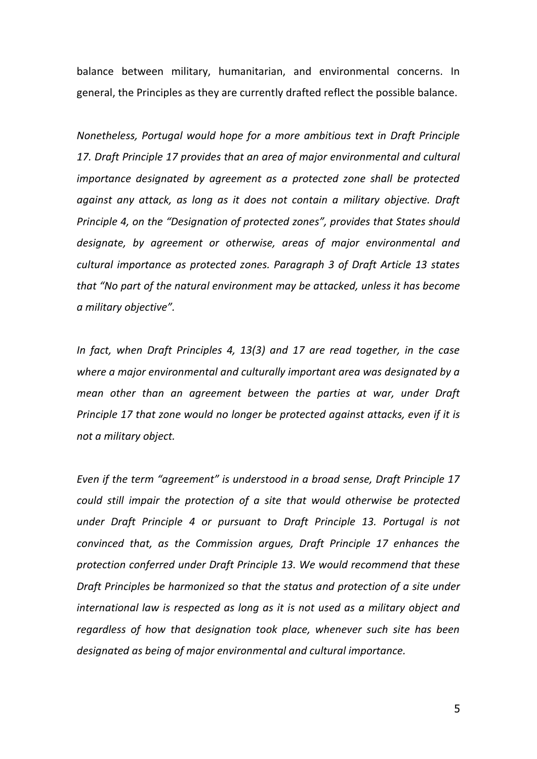balance between military, humanitarian, and environmental concerns. In general, the Principles as they are currently drafted reflect the possible balance.

*Nonetheless, Portugal would hope for a more ambitious text in Draft Principle 17. Draft Principle 17 provides that an area of major environmental and cultural importance designated by agreement as a protected zone shall be protected against any attack, as long as it does not contain a military objective. Draft Principle 4, on the "Designation of protected zones", provides that States should designate, by agreement or otherwise, areas of major environmental and cultural importance as protected zones. Paragraph 3 of Draft Article 13 states that "No part of the natural environment may be attacked, unless it has become a military objective".*

*In fact, when Draft Principles 4, 13(3) and 17 are read together, in the case where a major environmental and culturally important area was designated by a mean other than an agreement between the parties at war, under Draft Principle 17 that zone would no longer be protected against attacks, even if it is not a military object.*

*Even if the term "agreement" is understood in a broad sense, Draft Principle 17 could still impair the protection of a site that would otherwise be protected under Draft Principle 4 or pursuant to Draft Principle 13. Portugal is not convinced that, as the Commission argues, Draft Principle 17 enhances the protection conferred under Draft Principle 13. We would recommend that these Draft Principles be harmonized so that the status and protection of a site under international law is respected as long as it is not used as a military object and regardless of how that designation took place, whenever such site has been designated as being of major environmental and cultural importance.*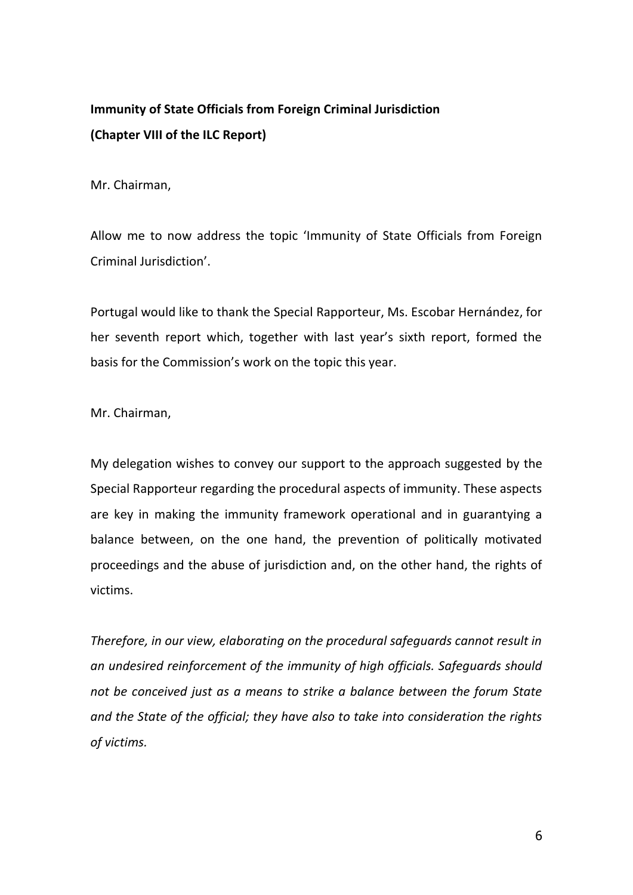**Immunity of State Officials from Foreign Criminal Jurisdiction**

**(Chapter VIII of the ILC Report)**

Mr. Chairman,

Allow me to now address the topic 'Immunity of State Officials from Foreign Criminal Jurisdiction'.

Portugal would like to thank the Special Rapporteur, Ms. Escobar Hernández, for her seventh report which, together with last year's sixth report, formed the basis for the Commission's work on the topic this year.

Mr. Chairman,

My delegation wishes to convey our support to the approach suggested by the Special Rapporteur regarding the procedural aspects of immunity. These aspects are key in making the immunity framework operational and in guarantying a balance between, on the one hand, the prevention of politically motivated proceedings and the abuse of jurisdiction and, on the other hand, the rights of victims.

*Therefore, in our view, elaborating on the procedural safeguards cannot result in an undesired reinforcement of the immunity of high officials. Safeguards should not be conceived just as a means to strike a balance between the forum State and the State of the official; they have also to take into consideration the rights of victims.*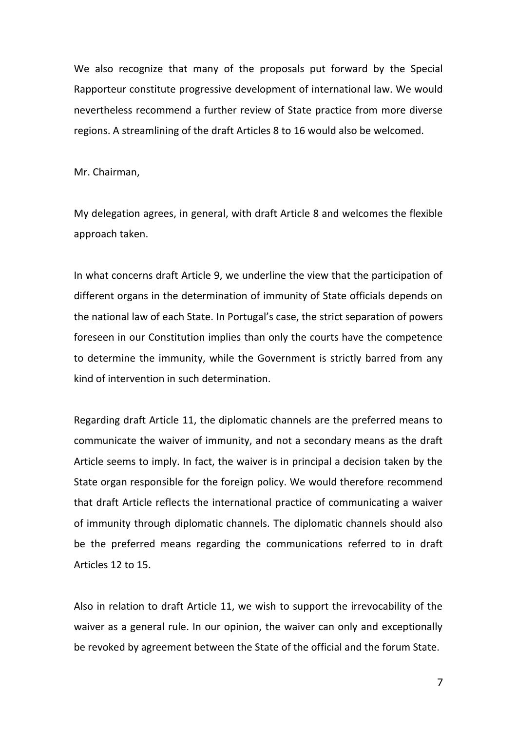We also recognize that many of the proposals put forward by the Special Rapporteur constitute progressive development of international law. We would nevertheless recommend a further review of State practice from more diverse regions. A streamlining of the draft Articles 8 to 16 would also be welcomed.

Mr. Chairman,

My delegation agrees, in general, with draft Article 8 and welcomes the flexible approach taken.

In what concerns draft Article 9, we underline the view that the participation of different organs in the determination of immunity of State officials depends on the national law of each State. In Portugal's case, the strict separation of powers foreseen in our Constitution implies than only the courts have the competence to determine the immunity, while the Government is strictly barred from any kind of intervention in such determination.

Regarding draft Article 11, the diplomatic channels are the preferred means to communicate the waiver of immunity, and not a secondary means as the draft Article seems to imply. In fact, the waiver is in principal a decision taken by the State organ responsible for the foreign policy. We would therefore recommend that draft Article reflects the international practice of communicating a waiver of immunity through diplomatic channels. The diplomatic channels should also be the preferred means regarding the communications referred to in draft Articles 12 to 15.

Also in relation to draft Article 11, we wish to support the irrevocability of the waiver as a general rule. In our opinion, the waiver can only and exceptionally be revoked by agreement between the State of the official and the forum State.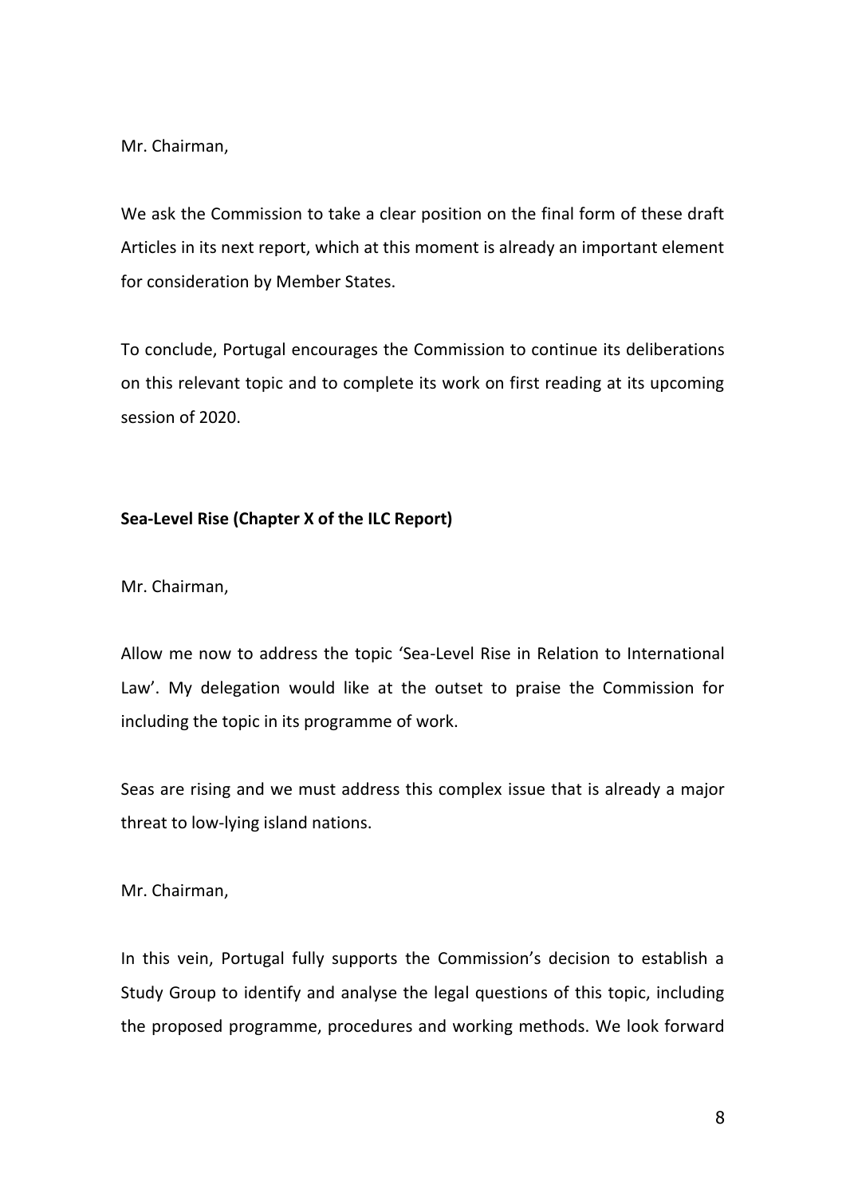Mr. Chairman,

We ask the Commission to take a clear position on the final form of these draft Articles in its next report, which at this moment is already an important element for consideration by Member States.

To conclude, Portugal encourages the Commission to continue its deliberations on this relevant topic and to complete its work on first reading at its upcoming session of 2020.

**Sea-Level Rise (Chapter X of the ILC Report)**

Mr. Chairman,

Allow me now to address the topic 'Sea-Level Rise in Relation to International Law'. My delegation would like at the outset to praise the Commission for including the topic in its programme of work.

Seas are rising and we must address this complex issue that is already a major threat to low-lying island nations.

Mr. Chairman,

In this vein, Portugal fully supports the Commission's decision to establish a Study Group to identify and analyse the legal questions of this topic, including the proposed programme, procedures and working methods. We look forward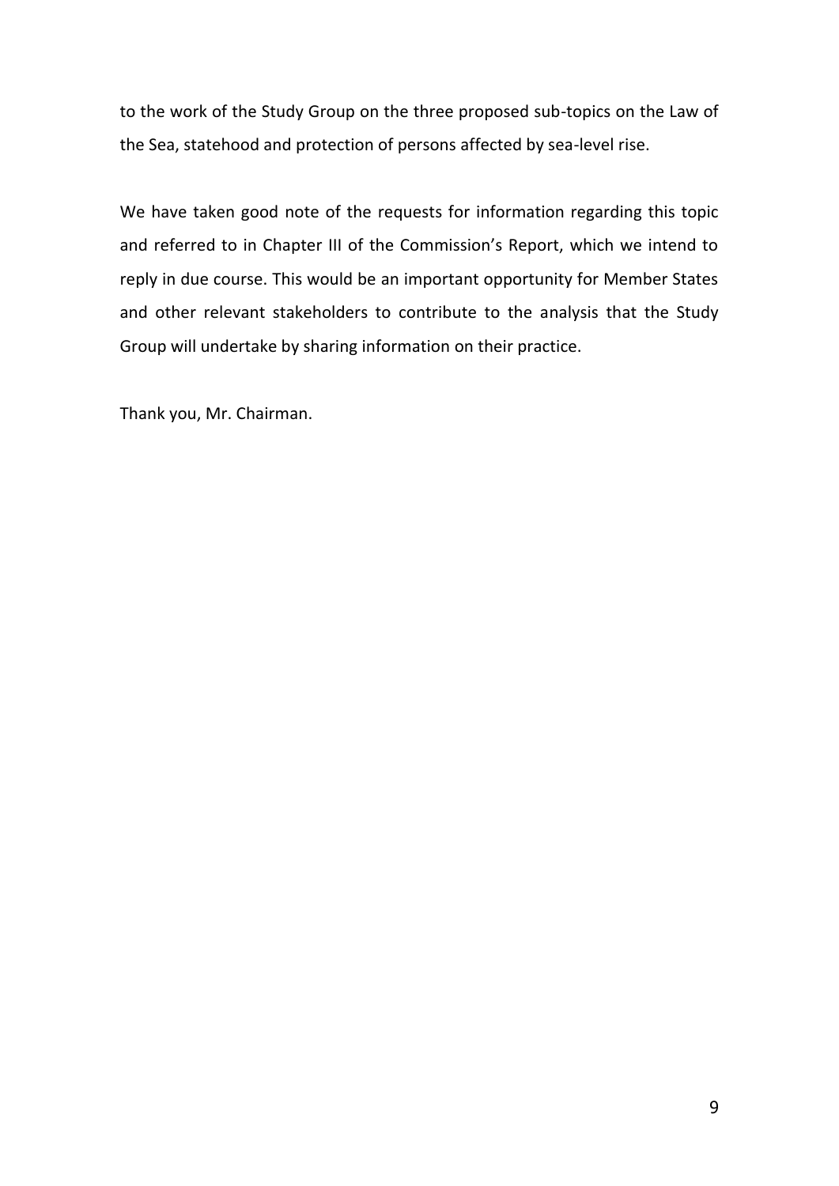to the work of the Study Group on the three proposed sub-topics on the Law of the Sea, statehood and protection of persons affected by sea-level rise.

We have taken good note of the requests for information regarding this topic and referred to in Chapter III of the Commission's Report, which we intend to reply in due course. This would be an important opportunity for Member States and other relevant stakeholders to contribute to the analysis that the Study Group will undertake by sharing information on their practice.

Thank you, Mr. Chairman.